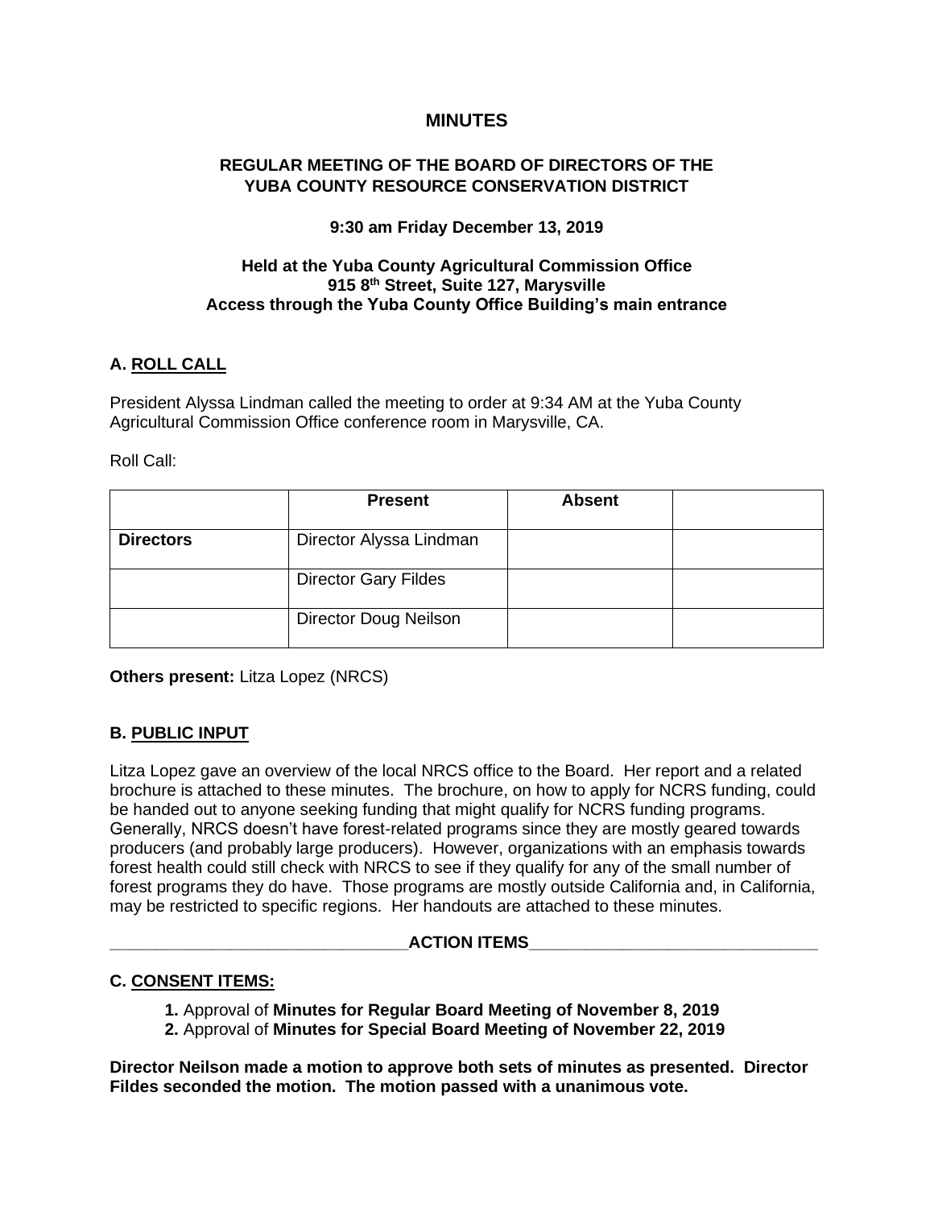# MINUTES

## REGULAR MEETING OF THE BOARD OF DIRECTORS OF THE YUBA COUNTY RESOURCE CONSERVATION DISTRICT

**9:30 am Friday December 13, 2019**

**Held at the Yuba County Agricultural Commission Office**
**915 8th Street, Suite 127, Marysville**
**Access through the Yuba County Office Building's main entrance**

### A. ROLL CALL

President Alyssa Lindman called the meeting to order at 9:34 AM at the Yuba County Agricultural Commission Office conference room in Marysville, CA.

Roll Call:

| | Present | Absent | |
|---|---|---|---|
| **Directors** | Director Alyssa Lindman | | |
| | Director Gary Fildes | | |
| | Director Doug Neilson | | |

**Others present:** Litza Lopez (NRCS)

### B. PUBLIC INPUT

Litza Lopez gave an overview of the local NRCS office to the Board. Her report and a related brochure is attached to these minutes. The brochure, on how to apply for NCRS funding, could be handed out to anyone seeking funding that might qualify for NCRS funding programs. Generally, NRCS doesn't have forest-related programs since they are mostly geared towards producers (and probably large producers). However, organizations with an emphasis towards forest health could still check with NRCS to see if they qualify for any of the small number of forest programs they do have. Those programs are mostly outside California and, in California, may be restricted to specific regions. Her handouts are attached to these minutes.

**ACTION ITEMS**

### C. CONSENT ITEMS:

1. Approval of **Minutes for Regular Board Meeting of November 8, 2019**
2. Approval of **Minutes for Special Board Meeting of November 22, 2019**

**Director Neilson made a motion to approve both sets of minutes as presented. Director Fildes seconded the motion. The motion passed with a unanimous vote.**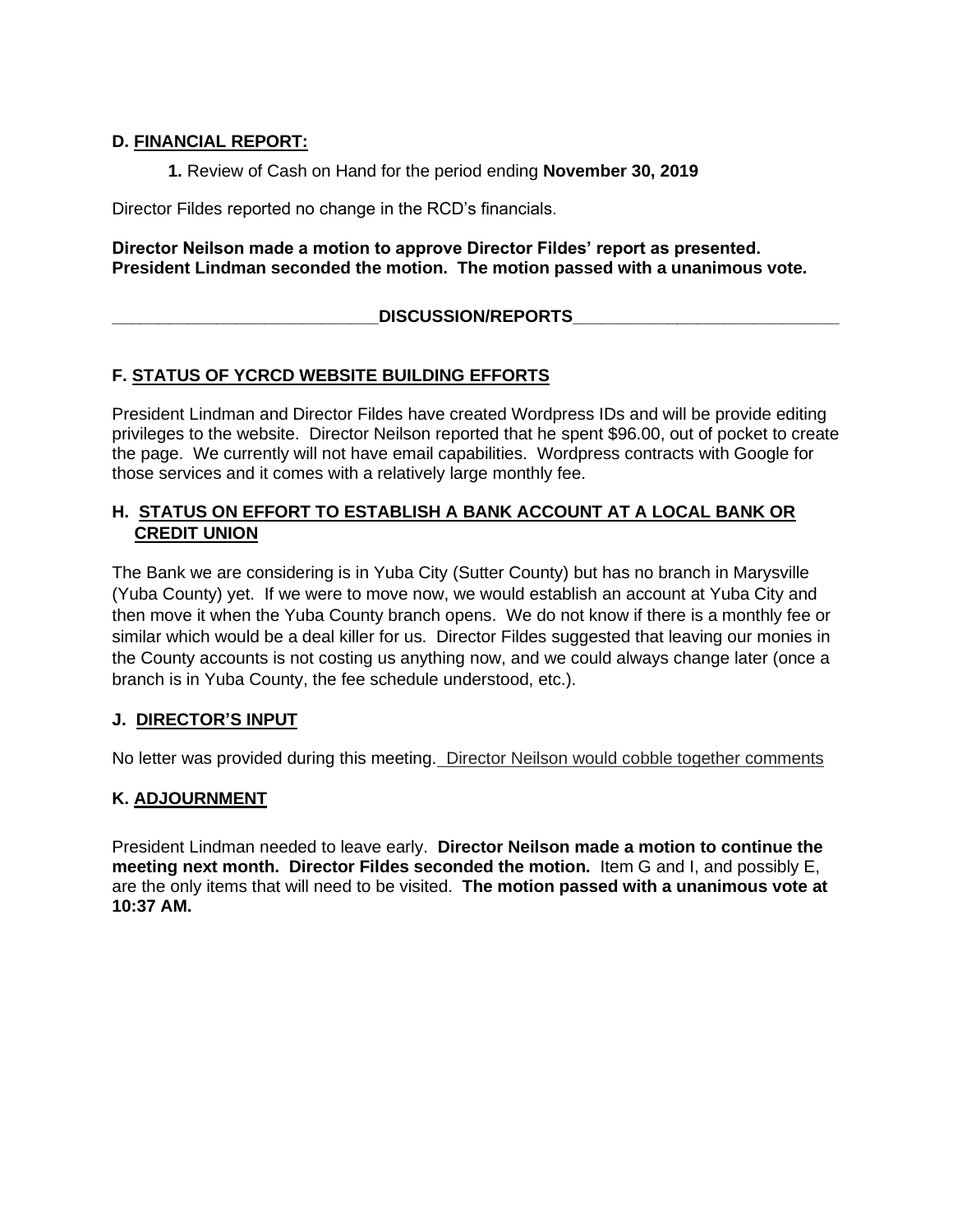**D. FINANCIAL REPORT:**

**1.** Review of Cash on Hand for the period ending **November 30, 2019**

Director Fildes reported no change in the RCD's financials.

**Director Neilson made a motion to approve Director Fildes' report as presented. President Lindman seconded the motion. The motion passed with a unanimous vote.**

**_____________________________DISCUSSION/REPORTS_____________________________**

**F. STATUS OF YCRCD WEBSITE BUILDING EFFORTS**

President Lindman and Director Fildes have created Wordpress IDs and will be provide editing privileges to the website. Director Neilson reported that he spent $96.00, out of pocket to create the page. We currently will not have email capabilities. Wordpress contracts with Google for those services and it comes with a relatively large monthly fee.

**H. STATUS ON EFFORT TO ESTABLISH A BANK ACCOUNT AT A LOCAL BANK OR CREDIT UNION**

The Bank we are considering is in Yuba City (Sutter County) but has no branch in Marysville (Yuba County) yet. If we were to move now, we would establish an account at Yuba City and then move it when the Yuba County branch opens. We do not know if there is a monthly fee or similar which would be a deal killer for us. Director Fildes suggested that leaving our monies in the County accounts is not costing us anything now, and we could always change later (once a branch is in Yuba County, the fee schedule understood, etc.).

**J. DIRECTOR'S INPUT**

No letter was provided during this meeting. Director Neilson would cobble together comments

**K. ADJOURNMENT**

President Lindman needed to leave early. **Director Neilson made a motion to continue the meeting next month. Director Fildes seconded the motion.** Item G and I, and possibly E, are the only items that will need to be visited. **The motion passed with a unanimous vote at 10:37 AM.**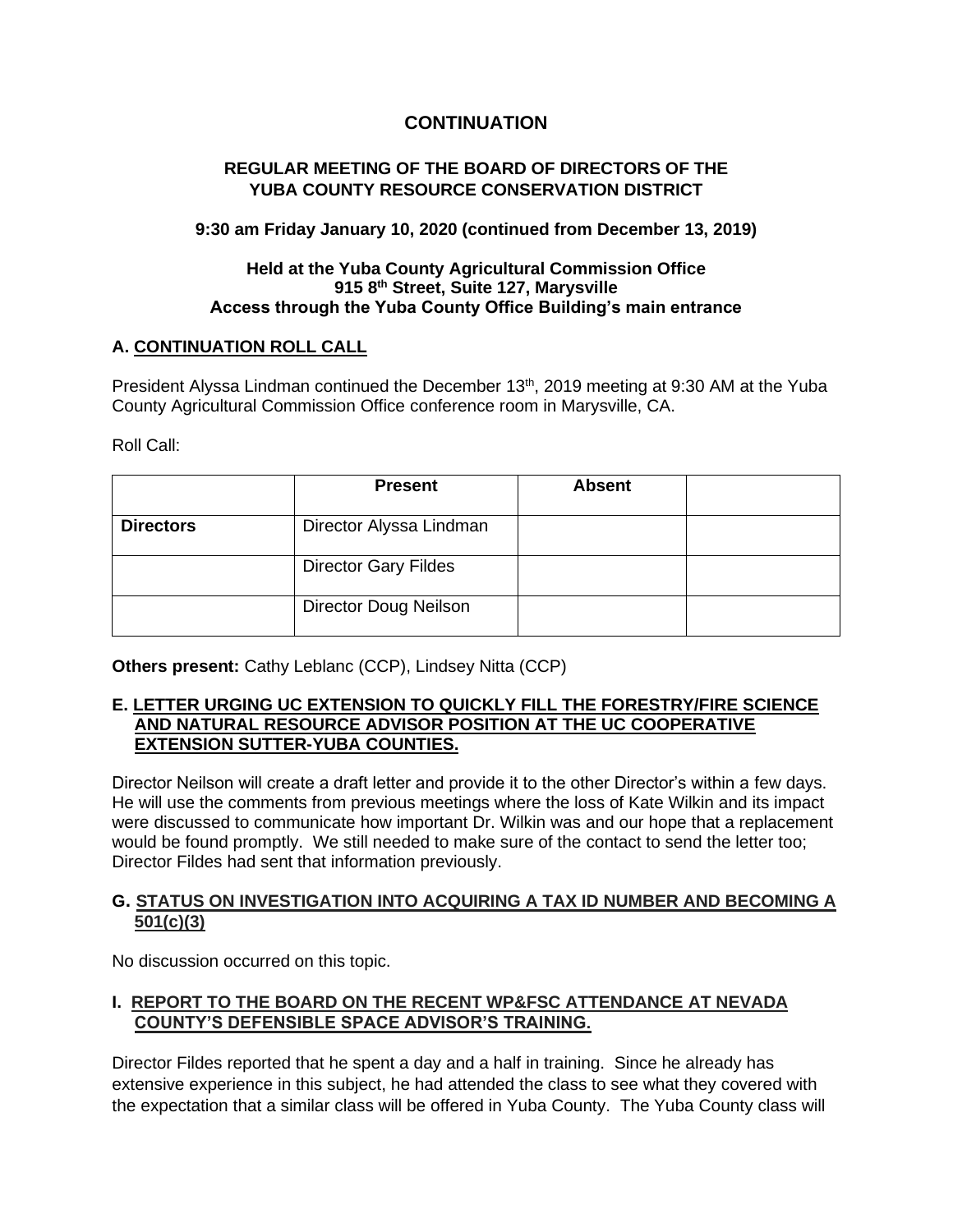## CONTINUATION

### REGULAR MEETING OF THE BOARD OF DIRECTORS OF THE YUBA COUNTY RESOURCE CONSERVATION DISTRICT

**9:30 am Friday January 10, 2020 (continued from December 13, 2019)**

**Held at the Yuba County Agricultural Commission Office**
**915 8th Street, Suite 127, Marysville**
**Access through the Yuba County Office Building's main entrance**

### A. CONTINUATION ROLL CALL

President Alyssa Lindman continued the December 13th, 2019 meeting at 9:30 AM at the Yuba County Agricultural Commission Office conference room in Marysville, CA.

Roll Call:

| | Present | Absent | |
|---|---|---|---|
| **Directors** | Director Alyssa Lindman | | |
| | Director Gary Fildes | | |
| | Director Doug Neilson | | |

**Others present:** Cathy Leblanc (CCP), Lindsey Nitta (CCP)

### E. LETTER URGING UC EXTENSION TO QUICKLY FILL THE FORESTRY/FIRE SCIENCE AND NATURAL RESOURCE ADVISOR POSITION AT THE UC COOPERATIVE EXTENSION SUTTER-YUBA COUNTIES.

Director Neilson will create a draft letter and provide it to the other Director's within a few days. He will use the comments from previous meetings where the loss of Kate Wilkin and its impact were discussed to communicate how important Dr. Wilkin was and our hope that a replacement would be found promptly. We still needed to make sure of the contact to send the letter too; Director Fildes had sent that information previously.

### G. STATUS ON INVESTIGATION INTO ACQUIRING A TAX ID NUMBER AND BECOMING A 501(c)(3)

No discussion occurred on this topic.

### I. REPORT TO THE BOARD ON THE RECENT WP&FSC ATTENDANCE AT NEVADA COUNTY'S DEFENSIBLE SPACE ADVISOR'S TRAINING.

Director Fildes reported that he spent a day and a half in training. Since he already has extensive experience in this subject, he had attended the class to see what they covered with the expectation that a similar class will be offered in Yuba County. The Yuba County class will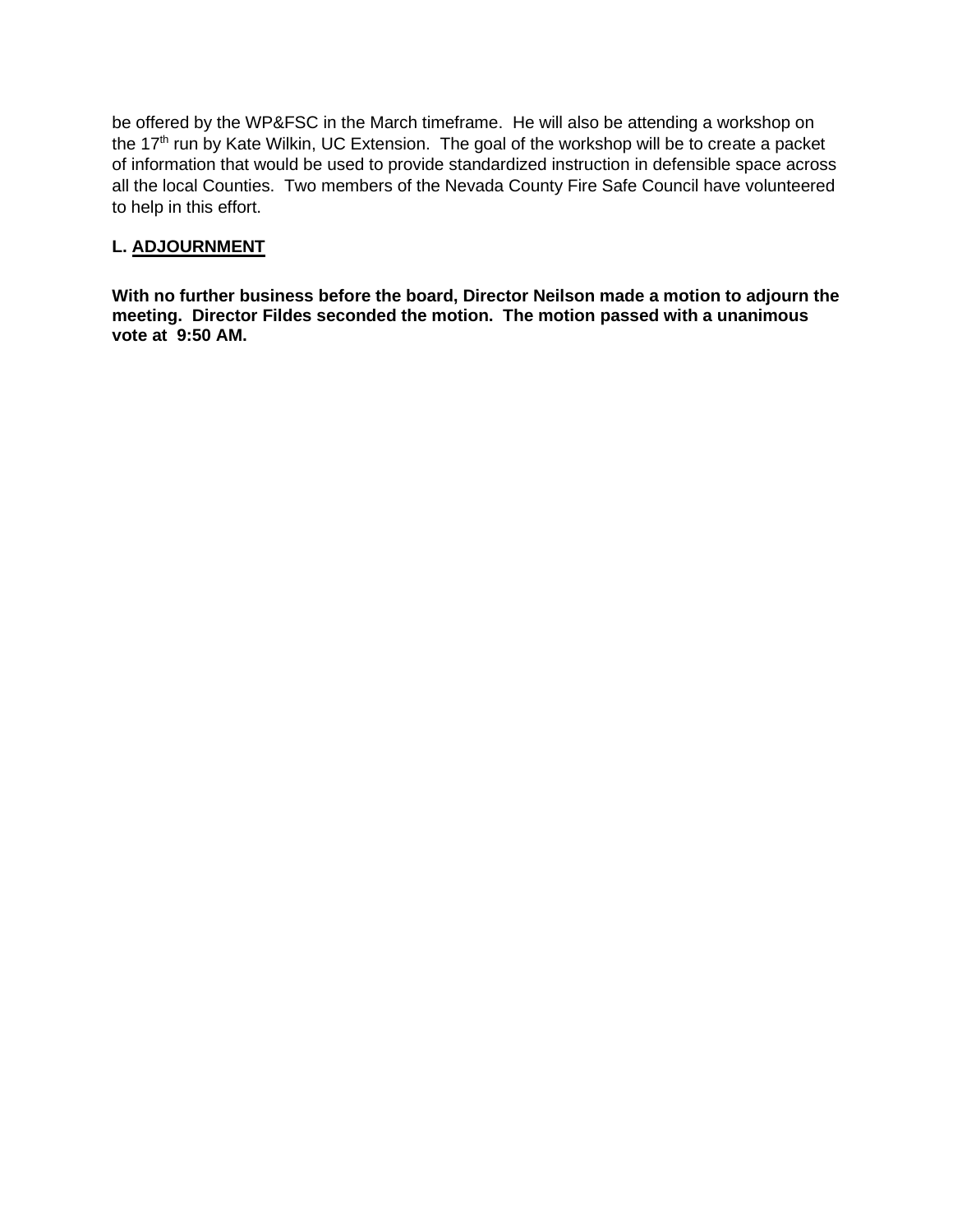be offered by the WP&FSC in the March timeframe. He will also be attending a workshop on the 17th run by Kate Wilkin, UC Extension. The goal of the workshop will be to create a packet of information that would be used to provide standardized instruction in defensible space across all the local Counties. Two members of the Nevada County Fire Safe Council have volunteered to help in this effort.

## L. ADJOURNMENT

**With no further business before the board, Director Neilson made a motion to adjourn the meeting. Director Fildes seconded the motion. The motion passed with a unanimous vote at 9:50 AM.**